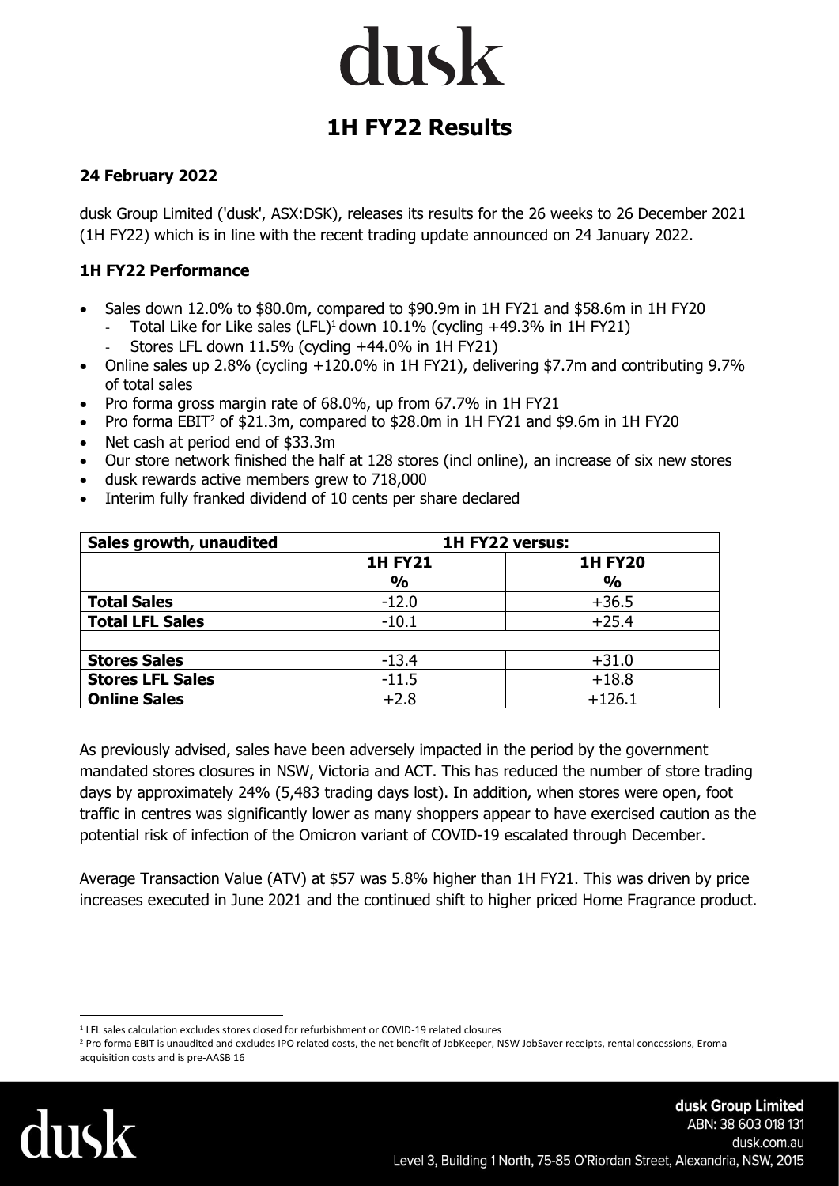# dusk

# 1H FY22 Results

**24 February 2022**

dusk Group Limited ('dusk', ASX:DSK), releases its results for the 26 weeks to 26 December 2021 (1H FY22) which is in line with the recent trading update announced on 24 January 2022.

**1H FY22 Performance**

- Sales down 12.0% to $80.0m, compared to $90.9m in 1H FY21 and $58.6m in 1H FY20
  - Total Like for Like sales (LFL)[1] down 10.1% (cycling +49.3% in 1H FY21)
  - Stores LFL down 11.5% (cycling +44.0% in 1H FY21)
- Online sales up 2.8% (cycling +120.0% in 1H FY21), delivering $7.7m and contributing 9.7% of total sales
- Pro forma gross margin rate of 68.0%, up from 67.7% in 1H FY21
- Pro forma EBIT[2] of $21.3m, compared to $28.0m in 1H FY21 and $9.6m in 1H FY20
- Net cash at period end of $33.3m
- Our store network finished the half at 128 stores (incl online), an increase of six new stores
- dusk rewards active members grew to 718,000
- Interim fully franked dividend of 10 cents per share declared

| Sales growth, unaudited | 1H FY22 versus: | |
|---|---|---|
| | **1H FY21** | **1H FY20** |
| | **%** | **%** |
| **Total Sales** | -12.0 | +36.5 |
| **Total LFL Sales** | -10.1 | +25.4 |
| | | |
| **Stores Sales** | -13.4 | +31.0 |
| **Stores LFL Sales** | -11.5 | +18.8 |
| **Online Sales** | +2.8 | +126.1 |

As previously advised, sales have been adversely impacted in the period by the government mandated stores closures in NSW, Victoria and ACT. This has reduced the number of store trading days by approximately 24% (5,483 trading days lost). In addition, when stores were open, foot traffic in centres was significantly lower as many shoppers appear to have exercised caution as the potential risk of infection of the Omicron variant of COVID-19 escalated through December.

Average Transaction Value (ATV) at $57 was 5.8% higher than 1H FY21. This was driven by price increases executed in June 2021 and the continued shift to higher priced Home Fragrance product.

[1] LFL sales calculation excludes stores closed for refurbishment or COVID-19 related closures

[2] Pro forma EBIT is unaudited and excludes IPO related costs, the net benefit of JobKeeper, NSW JobSaver receipts, rental concessions, Eroma acquisition costs and is pre-AASB 16

**dusk Group Limited**
ABN: 38 603 018 131
dusk.com.au
Level 3, Building 1 North, 75-85 O'Riordan Street, Alexandria, NSW, 2015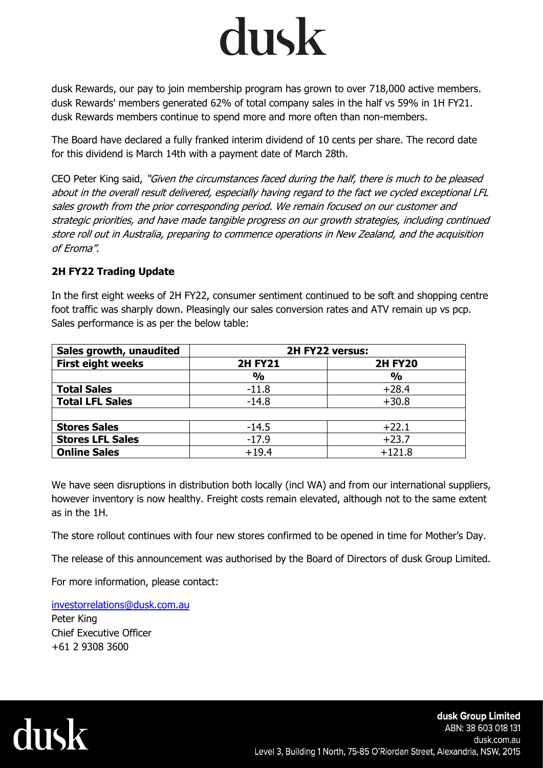dusk Rewards, our pay to join membership program has grown to over 718,000 active members. dusk Rewards' members generated 62% of total company sales in the half vs 59% in 1H FY21. dusk Rewards members continue to spend more and more often than non-members.

The Board have declared a fully franked interim dividend of 10 cents per share. The record date for this dividend is March 14th with a payment date of March 28th.

CEO Peter King said, *"Given the circumstances faced during the half, there is much to be pleased about in the overall result delivered, especially having regard to the fact we cycled exceptional LFL sales growth from the prior corresponding period. We remain focused on our customer and strategic priorities, and have made tangible progress on our growth strategies, including continued store roll out in Australia, preparing to commence operations in New Zealand, and the acquisition of Eroma".*

**2H FY22 Trading Update**

In the first eight weeks of 2H FY22, consumer sentiment continued to be soft and shopping centre foot traffic was sharply down. Pleasingly our sales conversion rates and ATV remain up vs pcp. Sales performance is as per the below table:

| Sales growth, unaudited | 2H FY22 versus: | |
|---|---|---|
| **First eight weeks** | **2H FY21** | **2H FY20** |
| | **%** | **%** |
| **Total Sales** | -11.8 | +28.4 |
| **Total LFL Sales** | -14.8 | +30.8 |
| | | |
| **Stores Sales** | -14.5 | +22.1 |
| **Stores LFL Sales** | -17.9 | +23.7 |
| **Online Sales** | +19.4 | +121.8 |

We have seen disruptions in distribution both locally (incl WA) and from our international suppliers, however inventory is now healthy. Freight costs remain elevated, although not to the same extent as in the 1H.

The store rollout continues with four new stores confirmed to be opened in time for Mother's Day.

The release of this announcement was authorised by the Board of Directors of dusk Group Limited.

For more information, please contact:

investorrelations@dusk.com.au
Peter King
Chief Executive Officer
+61 2 9308 3600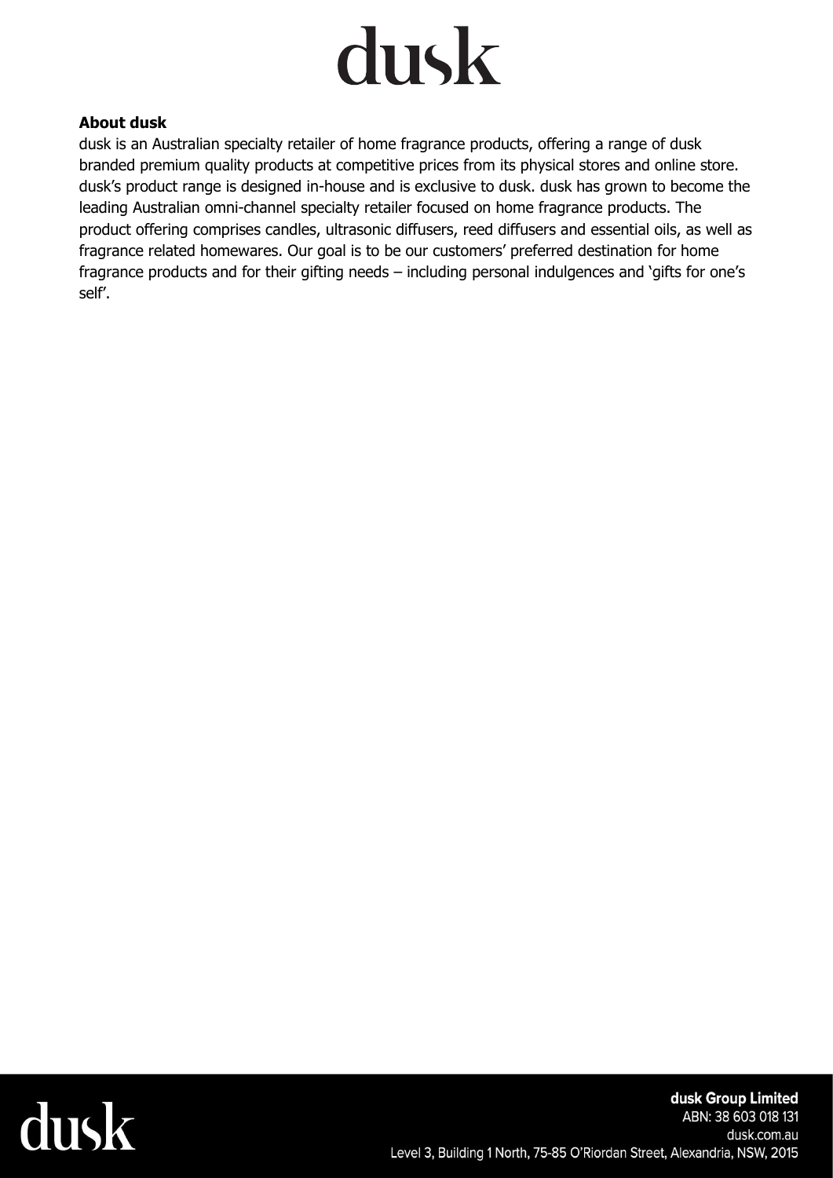**About dusk**

dusk is an Australian specialty retailer of home fragrance products, offering a range of dusk branded premium quality products at competitive prices from its physical stores and online store. dusk's product range is designed in-house and is exclusive to dusk. dusk has grown to become the leading Australian omni-channel specialty retailer focused on home fragrance products. The product offering comprises candles, ultrasonic diffusers, reed diffusers and essential oils, as well as fragrance related homewares. Our goal is to be our customers' preferred destination for home fragrance products and for their gifting needs – including personal indulgences and 'gifts for one's self'.